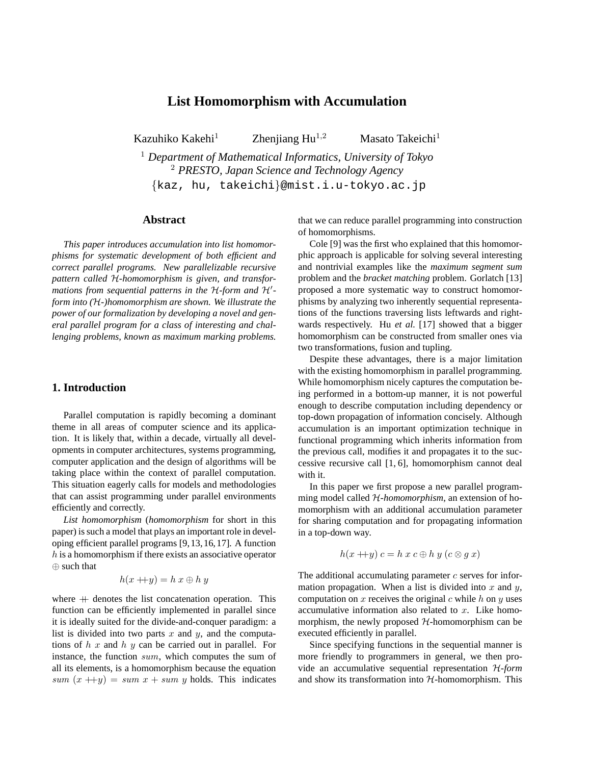# List Homomorphism with Accumulation

Kazuhiko Kakehi[1] Zhenjiang Hu[1,2] Masato Takeichi[1]

[1] *Department of Mathematical Informatics, University of Tokyo*
[2] *PRESTO, Japan Science and Technology Agency*
{kaz, hu, takeichi}@mist.i.u-tokyo.ac.jp

## Abstract

*This paper introduces accumulation into list homomorphisms for systematic development of both efficient and correct parallel programs. New parallelizable recursive pattern called $\mathcal{H}$-homomorphism is given, and transformations from sequential patterns in the $\mathcal{H}$-form and $\mathcal{H}'$-form into ($\mathcal{H}$-)homomorphism are shown. We illustrate the power of our formalization by developing a novel and general parallel program for a class of interesting and challenging problems, known as maximum marking problems.*

## 1. Introduction

Parallel computation is rapidly becoming a dominant theme in all areas of computer science and its application. It is likely that, within a decade, virtually all developments in computer architectures, systems programming, computer application and the design of algorithms will be taking place within the context of parallel computation. This situation eagerly calls for models and methodologies that can assist programming under parallel environments efficiently and correctly.

*List homomorphism* (*homomorphism* for short in this paper) is such a model that plays an important role in developing efficient parallel programs [9,13,16,17]. A function $h$ is a homomorphism if there exists an associative operator $\oplus$ such that

$$h(x +\!\!+ y) = h\ x \oplus h\ y$$

where $+\!\!+$ denotes the list concatenation operation. This function can be efficiently implemented in parallel since it is ideally suited for the divide-and-conquer paradigm: a list is divided into two parts $x$ and $y$, and the computations of $h\ x$ and $h\ y$ can be carried out in parallel. For instance, the function $sum$, which computes the sum of all its elements, is a homomorphism because the equation $sum\ (x +\!\!+ y) = sum\ x + sum\ y$ holds. This indicates that we can reduce parallel programming into construction of homomorphisms.

Cole [9] was the first who explained that this homomorphic approach is applicable for solving several interesting and nontrivial examples like the *maximum segment sum* problem and the *bracket matching* problem. Gorlatch [13] proposed a more systematic way to construct homomorphisms by analyzing two inherently sequential representations of the functions traversing lists leftwards and rightwards respectively. Hu *et al.* [17] showed that a bigger homomorphism can be constructed from smaller ones via two transformations, fusion and tupling.

Despite these advantages, there is a major limitation with the existing homomorphism in parallel programming. While homomorphism nicely captures the computation being performed in a bottom-up manner, it is not powerful enough to describe computation including dependency or top-down propagation of information concisely. Although accumulation is an important optimization technique in functional programming which inherits information from the previous call, modifies it and propagates it to the successive recursive call [1, 6], homomorphism cannot deal with it.

In this paper we first propose a new parallel programming model called *$\mathcal{H}$-homomorphism*, an extension of homomorphism with an additional accumulation parameter for sharing computation and for propagating information in a top-down way.

$$h(x +\!\!+ y)\ c = h\ x\ c \oplus h\ y\ (c \otimes g\ x)$$

The additional accumulating parameter $c$ serves for information propagation. When a list is divided into $x$ and $y$, computation on $x$ receives the original $c$ while $h$ on $y$ uses accumulative information also related to $x$. Like homomorphism, the newly proposed $\mathcal{H}$-homomorphism can be executed efficiently in parallel.

Since specifying functions in the sequential manner is more friendly to programmers in general, we then provide an accumulative sequential representation *$\mathcal{H}$-form* and show its transformation into $\mathcal{H}$-homomorphism. This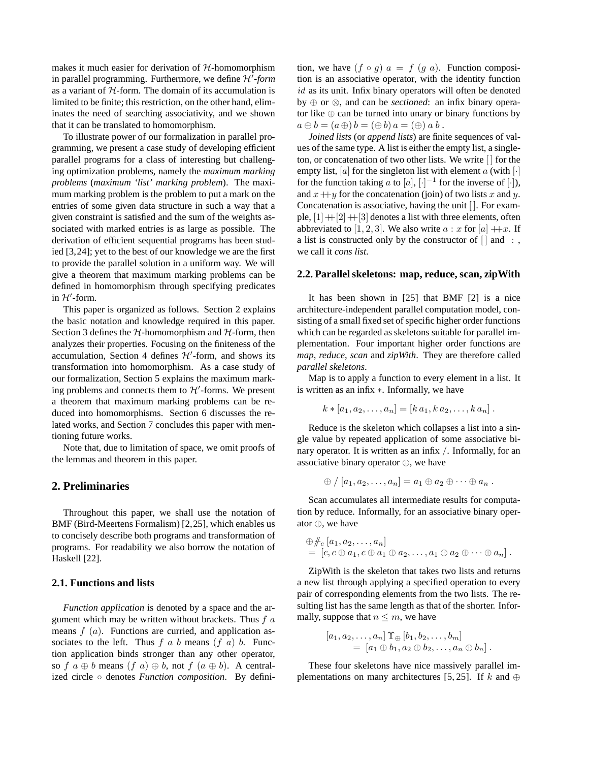makes it much easier for derivation of $\mathcal{H}$-homomorphism in parallel programming. Furthermore, we define *$\mathcal{H}'$-form* as a variant of $\mathcal{H}$-form. The domain of its accumulation is limited to be finite; this restriction, on the other hand, eliminates the need of searching associativity, and we shown that it can be translated to homomorphism.

To illustrate power of our formalization in parallel programming, we present a case study of developing efficient parallel programs for a class of interesting but challenging optimization problems, namely the *maximum marking problems* (*maximum 'list' marking problem*). The maximum marking problem is the problem to put a mark on the entries of some given data structure in such a way that a given constraint is satisfied and the sum of the weights associated with marked entries is as large as possible. The derivation of efficient sequential programs has been studied [3,24]; yet to the best of our knowledge we are the first to provide the parallel solution in a uniform way. We will give a theorem that maximum marking problems can be defined in homomorphism through specifying predicates in $\mathcal{H}'$-form.

This paper is organized as follows. Section 2 explains the basic notation and knowledge required in this paper. Section 3 defines the $\mathcal{H}$-homomorphism and $\mathcal{H}$-form, then analyzes their properties. Focusing on the finiteness of the accumulation, Section 4 defines $\mathcal{H}'$-form, and shows its transformation into homomorphism. As a case study of our formalization, Section 5 explains the maximum marking problems and connects them to $\mathcal{H}'$-forms. We present a theorem that maximum marking problems can be reduced into homomorphisms. Section 6 discusses the related works, and Section 7 concludes this paper with mentioning future works.

Note that, due to limitation of space, we omit proofs of the lemmas and theorem in this paper.

## 2. Preliminaries

Throughout this paper, we shall use the notation of BMF (Bird-Meertens Formalism) [2,25], which enables us to concisely describe both programs and transformation of programs. For readability we also borrow the notation of Haskell [22].

### 2.1. Functions and lists

*Function application* is denoted by a space and the argument which may be written without brackets. Thus $f\ a$ means $f\ (a)$. Functions are curried, and application associates to the left. Thus $f\ a\ b$ means $(f\ a)\ b$. Function application binds stronger than any other operator, so $f\ a \oplus b$ means $(f\ a) \oplus b$, not $f\ (a \oplus b)$. A centralized circle $\circ$ denotes *Function composition*. By definition, we have $(f \circ g)\ a = f\ (g\ a)$. Function composition is an associative operator, with the identity function $id$ as its unit. Infix binary operators will often be denoted by $\oplus$ or $\otimes$, and can be *sectioned*: an infix binary operator like $\oplus$ can be turned into unary or binary functions by $a \oplus b = (a\,\oplus)\, b = (\oplus\, b)\, a = (\oplus)\ a\ b$ .

*Joined lists* (or *append lists*) are finite sequences of values of the same type. A list is either the empty list, a singleton, or concatenation of two other lists. We write $[\,]$ for the empty list, $[a]$ for the singleton list with element $a$ (with $[\cdot]$ for the function taking $a$ to $[a]$, $[\cdot]^{-1}$ for the inverse of $[\cdot]$), and $x +\!\!+ y$ for the concatenation (join) of two lists $x$ and $y$. Concatenation is associative, having the unit $[\,]$. For example, $[1] +\!\!+ [2] +\!\!+ [3]$ denotes a list with three elements, often abbreviated to $[1, 2, 3]$. We also write $a : x$ for $[a] +\!\!+ x$. If a list is constructed only by the constructor of $[\,]$ and $:$ , we call it *cons list*.

### 2.2. Parallel skeletons: map, reduce, scan, zipWith

It has been shown in [25] that BMF [2] is a nice architecture-independent parallel computation model, consisting of a small fixed set of specific higher order functions which can be regarded as skeletons suitable for parallel implementation. Four important higher order functions are *map*, *reduce*, *scan* and *zipWith*. They are therefore called *parallel skeletons*.

Map is to apply a function to every element in a list. It is written as an infix $*$. Informally, we have

$$k * [a_1, a_2, \ldots, a_n] = [k\, a_1, k\, a_2, \ldots, k\, a_n]\,.$$

Reduce is the skeleton which collapses a list into a single value by repeated application of some associative binary operator. It is written as an infix $/$. Informally, for an associative binary operator $\oplus$, we have

$$\oplus\ /\ [a_1, a_2, \ldots, a_n] = a_1 \oplus a_2 \oplus \cdots \oplus a_n\ .$$

Scan accumulates all intermediate results for computation by reduce. Informally, for an associative binary operator $\oplus$, we have

$$\begin{aligned}&\oplus\!\!\not{\!\!/\!\!\!/}_c\ [a_1, a_2, \ldots, a_n]\\ &= [c, c \oplus a_1, c \oplus a_1 \oplus a_2, \ldots, a_1 \oplus a_2 \oplus \cdots \oplus a_n]\,.\end{aligned}$$

ZipWith is the skeleton that takes two lists and returns a new list through applying a specified operation to every pair of corresponding elements from the two lists. The resulting list has the same length as that of the shorter. Informally, suppose that $n \leq m$, we have

$$\begin{aligned}&[a_1, a_2, \ldots, a_n]\ \Upsilon_{\oplus}\ [b_1, b_2, \ldots, b_m]\\ &\quad = [a_1 \oplus b_1, a_2 \oplus b_2, \ldots, a_n \oplus b_n]\,.\end{aligned}$$

These four skeletons have nice massively parallel implementations on many architectures [5, 25]. If $k$ and $\oplus$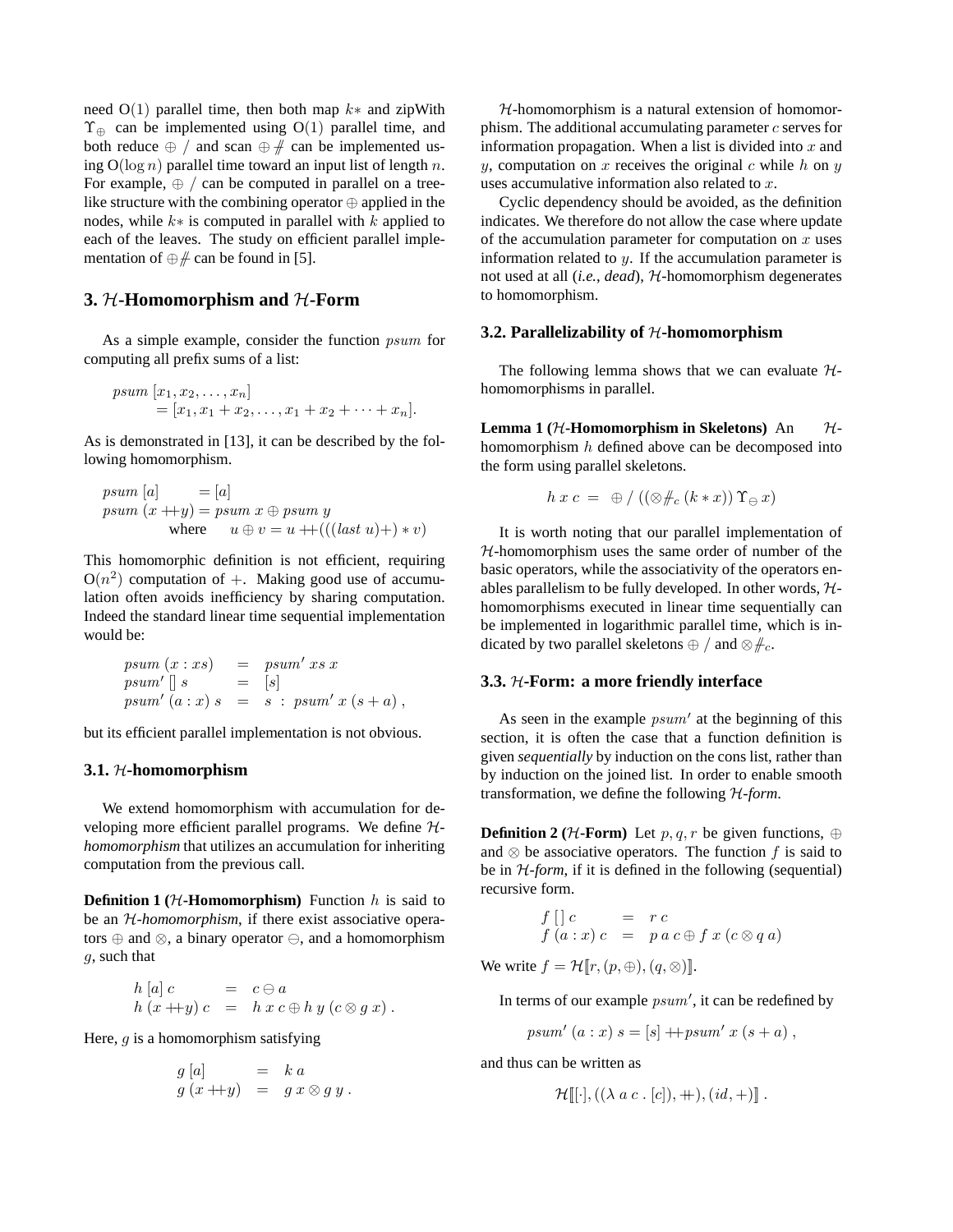need O(1) parallel time, then both map $k*$ and zipWith $\Upsilon_{\oplus}$ can be implemented using O(1) parallel time, and both reduce $\oplus\,/$ and scan $\oplus\#$ can be implemented using $O(\log n)$ parallel time toward an input list of length $n$. For example, $\oplus\,/$ can be computed in parallel on a tree-like structure with the combining operator $\oplus$ applied in the nodes, while $k*$ is computed in parallel with $k$ applied to each of the leaves. The study on efficient parallel implementation of $\oplus\#$ can be found in [5].

## 3. $\mathcal{H}$-Homomorphism and $\mathcal{H}$-Form

As a simple example, consider the function $psum$ for computing all prefix sums of a list:

$$
\begin{aligned}
psum\ [x_1, x_2, \ldots, x_n] \\
= [x_1, x_1 + x_2, \ldots, x_1 + x_2 + \cdots + x_n].
\end{aligned}
$$

As is demonstrated in [13], it can be described by the following homomorphism.

$$
\begin{aligned}
&psum\ [a] = [a] \\
&psum\ (x +\!\!+ y) = psum\ x \oplus psum\ y \\
&\qquad \text{where} \quad u \oplus v = u +\!\!+ (((last\ u)+) * v)
\end{aligned}
$$

This homomorphic definition is not efficient, requiring $O(n^2)$ computation of $+$. Making good use of accumulation often avoids inefficiency by sharing computation. Indeed the standard linear time sequential implementation would be:

$$
\begin{array}{lcl}
psum\ (x : xs) & = & psum'\ xs\ x \\
psum'\ []\ s & = & [s] \\
psum'\ (a : x)\ s & = & s\ :\ psum'\ x\ (s + a)\ ,
\end{array}
$$

but its efficient parallel implementation is not obvious.

### 3.1. $\mathcal{H}$-homomorphism

We extend homomorphism with accumulation for developing more efficient parallel programs. We define *$\mathcal{H}$-homomorphism* that utilizes an accumulation for inheriting computation from the previous call.

**Definition 1 ($\mathcal{H}$-Homomorphism)** Function $h$ is said to be an *$\mathcal{H}$-homomorphism*, if there exist associative operators $\oplus$ and $\otimes$, a binary operator $\ominus$, and a homomorphism $g$, such that

$$
\begin{array}{lcl}
h\ [a]\ c & = & c \ominus a \\
h\ (x +\!\!+ y)\ c & = & h\ x\ c \oplus h\ y\ (c \otimes g\ x)\ .
\end{array}
$$

Here, $g$ is a homomorphism satisfying

$$
\begin{array}{lcl}
g\ [a] & = & k\ a \\
g\ (x +\!\!+ y) & = & g\ x \otimes g\ y\ .
\end{array}
$$

$\mathcal{H}$-homomorphism is a natural extension of homomorphism. The additional accumulating parameter $c$ serves for information propagation. When a list is divided into $x$ and $y$, computation on $x$ receives the original $c$ while $h$ on $y$ uses accumulative information also related to $x$.

Cyclic dependency should be avoided, as the definition indicates. We therefore do not allow the case where update of the accumulation parameter for computation on $x$ uses information related to $y$. If the accumulation parameter is not used at all (*i.e., dead*), $\mathcal{H}$-homomorphism degenerates to homomorphism.

### 3.2. Parallelizability of $\mathcal{H}$-homomorphism

The following lemma shows that we can evaluate $\mathcal{H}$-homomorphisms in parallel.

**Lemma 1 ($\mathcal{H}$-Homomorphism in Skeletons)** An $\mathcal{H}$-homomorphism $h$ defined above can be decomposed into the form using parallel skeletons.

$$
h\ x\ c\ =\ \oplus\,/\ ((\otimes\#_c\ (k * x))\ \Upsilon_{\ominus}\ x)
$$

It is worth noting that our parallel implementation of $\mathcal{H}$-homomorphism uses the same order of number of the basic operators, while the associativity of the operators enables parallelism to be fully developed. In other words, $\mathcal{H}$-homomorphisms executed in linear time sequentially can be implemented in logarithmic parallel time, which is indicated by two parallel skeletons $\oplus\,/$ and $\otimes\#_c$.

### 3.3. $\mathcal{H}$-Form: a more friendly interface

As seen in the example $psum'$ at the beginning of this section, it is often the case that a function definition is given *sequentially* by induction on the cons list, rather than by induction on the joined list. In order to enable smooth transformation, we define the following *$\mathcal{H}$-form*.

**Definition 2 ($\mathcal{H}$-Form)** Let $p, q, r$ be given functions, $\oplus$ and $\otimes$ be associative operators. The function $f$ is said to be in *$\mathcal{H}$-form*, if it is defined in the following (sequential) recursive form.

$$
\begin{array}{lcl}
f\ []\ c & = & r\ c \\
f\ (a : x)\ c & = & p\ a\ c \oplus f\ x\ (c \otimes q\ a)
\end{array}
$$

We write $f = \mathcal{H}[\![r, (p, \oplus), (q, \otimes)]\!]$.

In terms of our example $psum'$, it can be redefined by

$$
psum'\ (a : x)\ s = [s] +\!\!+ psum'\ x\ (s + a)\ ,
$$

and thus can be written as

$$
\mathcal{H}[\![[\cdot], ((\lambda\ a\ c\ .\ [c]), +\!\!+), (id, +)]\!]\ .
$$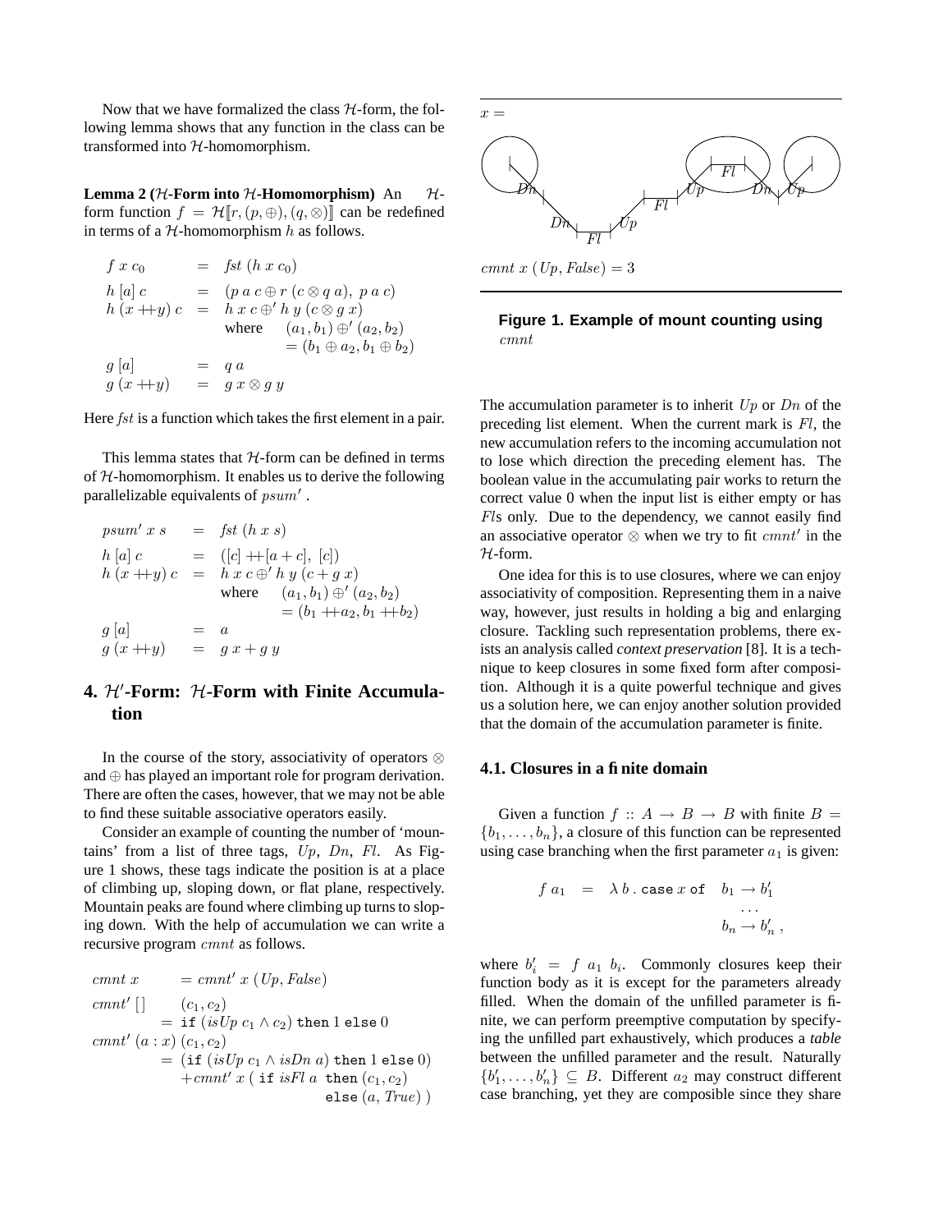Now that we have formalized the class $\mathcal{H}$-form, the following lemma shows that any function in the class can be transformed into $\mathcal{H}$-homomorphism.

**Lemma 2 ($\mathcal{H}$-Form into $\mathcal{H}$-Homomorphism)** An $\mathcal{H}$-form function $f = \mathcal{H}[\![r, (p, \oplus), (q, \otimes)]\!]$ can be redefined in terms of a $\mathcal{H}$-homomorphism $h$ as follows.

$$
\begin{array}{lcl}
f\ x\ c_0 & = & \mathit{fst}\ (h\ x\ c_0) \\
h\ [a]\ c & = & (p\ a\ c \oplus r\ (c \otimes q\ a),\ p\ a\ c) \\
h\ (x +\!\!+ y)\ c & = & h\ x\ c \oplus' h\ y\ (c \otimes g\ x) \\
 & & \text{where} \quad (a_1, b_1) \oplus' (a_2, b_2) \\
 & & \qquad\quad = (b_1 \oplus a_2, b_1 \oplus b_2) \\
g\ [a] & = & q\ a \\
g\ (x +\!\!+ y) & = & g\ x \otimes g\ y
\end{array}
$$

Here $\mathit{fst}$ is a function which takes the first element in a pair.

This lemma states that $\mathcal{H}$-form can be defined in terms of $\mathcal{H}$-homomorphism. It enables us to derive the following parallelizable equivalents of $psum'$.

$$
\begin{array}{lcl}
psum'\ x\ s & = & \mathit{fst}\ (h\ x\ s) \\
h\ [a]\ c & = & ([c] +\!\!+ [a + c],\ [c]) \\
h\ (x +\!\!+ y)\ c & = & h\ x\ c \oplus' h\ y\ (c + g\ x) \\
 & & \text{where} \quad (a_1, b_1) \oplus' (a_2, b_2) \\
 & & \qquad\quad = (b_1 +\!\!+ a_2, b_1 +\!\!+ b_2) \\
g\ [a] & = & a \\
g\ (x +\!\!+ y) & = & g\ x + g\ y
\end{array}
$$

## 4. $\mathcal{H}'$-Form: $\mathcal{H}$-Form with Finite Accumulation

In the course of the story, associativity of operators $\otimes$ and $\oplus$ has played an important role for program derivation. There are often the cases, however, that we may not be able to find these suitable associative operators easily.

Consider an example of counting the number of 'mountains' from a list of three tags, $Up$, $Dn$, $Fl$. As Figure 1 shows, these tags indicate the position is at a place of climbing up, sloping down, or flat plane, respectively. Mountain peaks are found where climbing up turns to sloping down. With the help of accumulation we can write a recursive program $cmnt$ as follows.

$$
\begin{array}{l}
cmnt\ x \qquad = cmnt'\ x\ (Up, False) \\
cmnt'\ [\,] \qquad (c_1, c_2) \\
\qquad\quad = \texttt{if}\ (isUp\ c_1 \wedge c_2)\ \texttt{then}\ 1\ \texttt{else}\ 0 \\
cmnt'\ (a : x)\ (c_1, c_2) \\
\qquad\quad = (\texttt{if}\ (isUp\ c_1 \wedge isDn\ a)\ \texttt{then}\ 1\ \texttt{else}\ 0) \\
\qquad\qquad + cmnt'\ x\ (\ \texttt{if}\ isFl\ a\ \ \texttt{then}\ (c_1, c_2) \\
\qquad\qquad\qquad\qquad\qquad\quad \texttt{else}\ (a, True)\ )
\end{array}
$$

$x =$

$cmnt\ x\ (Up, False) = 3$

**Figure 1. Example of mount counting using** $cmnt$

The accumulation parameter is to inherit $Up$ or $Dn$ of the preceding list element. When the current mark is $Fl$, the new accumulation refers to the incoming accumulation not to lose which direction the preceding element has. The boolean value in the accumulating pair works to return the correct value 0 when the input list is either empty or has $Fl$s only. Due to the dependency, we cannot easily find an associative operator $\otimes$ when we try to fit $cmnt'$ in the $\mathcal{H}$-form.

One idea for this is to use closures, where we can enjoy associativity of composition. Representing them in a naive way, however, just results in holding a big and enlarging closure. Tackling such representation problems, there exists an analysis called *context preservation* [8]. It is a technique to keep closures in some fixed form after composition. Although it is a quite powerful technique and gives us a solution here, we can enjoy another solution provided that the domain of the accumulation parameter is finite.

### 4.1. Closures in a finite domain

Given a function $f :: A \to B \to B$ with finite $B = \{b_1, \ldots, b_n\}$, a closure of this function can be represented using case branching when the first parameter $a_1$ is given:

$$
\begin{array}{lcl}
f\ a_1 & = & \lambda\, b\ .\ \texttt{case}\ x\ \texttt{of} \quad b_1 \to b'_1 \\
 & & \qquad\qquad\qquad\quad \ldots \\
 & & \qquad\qquad\qquad\quad b_n \to b'_n\ ,
\end{array}
$$

where $b'_i = f\ a_1\ b_i$. Commonly closures keep their function body as it is except for the parameters already filled. When the domain of the unfilled parameter is finite, we can perform preemptive computation by specifying the unfilled part exhaustively, which produces a *table* between the unfilled parameter and the result. Naturally $\{b'_1, \ldots, b'_n\} \subseteq B$. Different $a_2$ may construct different case branching, yet they are composible since they share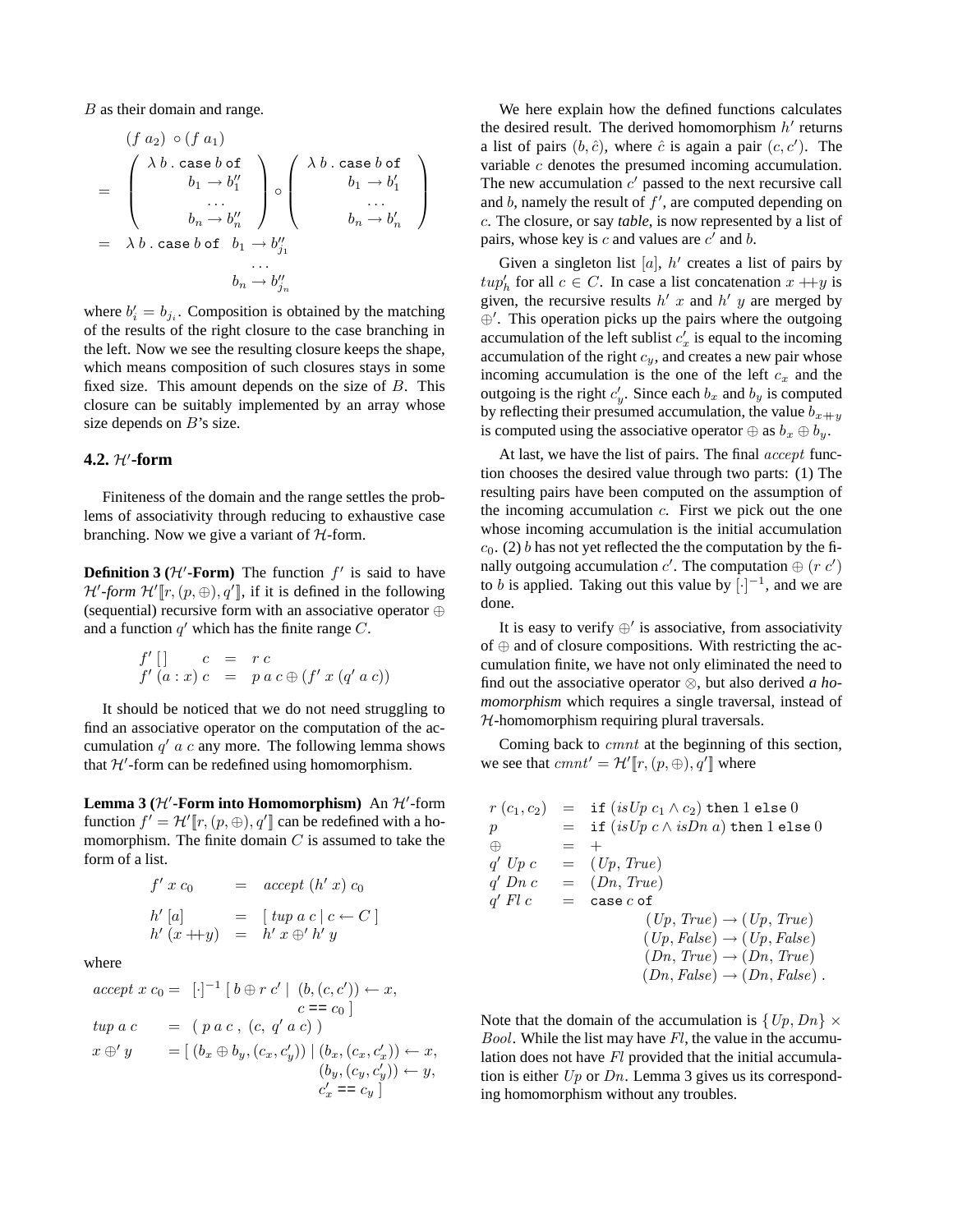$B$ as their domain and range.

$$
\begin{aligned}
& (f\ a_2)\ \circ (f\ a_1) \\
= & \left( \begin{array}{l} \lambda\, b\, .\ \texttt{case}\ b\ \texttt{of} \\ \qquad b_1 \rightarrow b''_1 \\ \qquad \ldots \\ \qquad b_n \rightarrow b''_n \end{array} \right) \circ \left( \begin{array}{l} \lambda\, b\, .\ \texttt{case}\ b\ \texttt{of} \\ \qquad b_1 \rightarrow b'_1 \\ \qquad \ldots \\ \qquad b_n \rightarrow b'_n \end{array} \right) \\
= & \ \lambda\, b\, .\ \texttt{case}\ b\ \texttt{of}\ \ b_1 \rightarrow b''_{j_1} \\
& \qquad\qquad\qquad\quad \ldots \\
& \qquad\qquad\qquad\quad b_n \rightarrow b''_{j_n}
\end{aligned}
$$

where $b'_i = b_{j_i}$. Composition is obtained by the matching of the results of the right closure to the case branching in the left. Now we see the resulting closure keeps the shape, which means composition of such closures stays in some fixed size. This amount depends on the size of $B$. This closure can be suitably implemented by an array whose size depends on $B$'s size.

### 4.2. $\mathcal{H}'$-form

Finiteness of the domain and the range settles the problems of associativity through reducing to exhaustive case branching. Now we give a variant of $\mathcal{H}$-form.

**Definition 3 ($\mathcal{H}'$-Form)** The function $f'$ is said to have *$\mathcal{H}'$-form* $\mathcal{H}'[\![r, (p, \oplus), q']\!]$, if it is defined in the following (sequential) recursive form with an associative operator $\oplus$ and a function $q'$ which has the finite range $C$.

$$
\begin{aligned}
f'\ [\,]\qquad c &= r\ c \\
f'\ (a : x)\ c &= p\ a\ c \oplus (f'\ x\ (q'\ a\ c))
\end{aligned}
$$

It should be noticed that we do not need struggling to find an associative operator on the computation of the accumulation $q'\ a\ c$ any more. The following lemma shows that $\mathcal{H}'$-form can be redefined using homomorphism.

**Lemma 3 ($\mathcal{H}'$-Form into Homomorphism)** An $\mathcal{H}'$-form function $f' = \mathcal{H}'[\![r, (p, \oplus), q']\!]$ can be redefined with a homomorphism. The finite domain $C$ is assumed to take the form of a list.

$$
\begin{aligned}
f'\ x\ c_0 &= \mathit{accept}\ (h'\ x)\ c_0 \\[1ex]
h'\ [a] &= [\ \mathit{tup}\ a\ c \mid c \leftarrow C\ ] \\
h'\ (x \mathbin{+\!\!+} y) &= h'\ x \oplus' h'\ y
\end{aligned}
$$

where

$$
\begin{aligned}
\mathit{accept}\ x\ c_0 &= [\cdot]^{-1}\ [\ b \oplus r\ c' \mid\ (b, (c, c')) \leftarrow x,\ c == c_0\ ] \\
\mathit{tup}\ a\ c &= (\ p\ a\ c\ ,\ (c,\ q'\ a\ c)\ ) \\
x \oplus' y &= [\ (b_x \oplus b_y, (c_x, c'_y)) \mid (b_x, (c_x, c'_x)) \leftarrow x, \\
&\qquad\qquad (b_y, (c_y, c'_y)) \leftarrow y,\ c'_x == c_y\ ]
\end{aligned}
$$

We here explain how the defined functions calculates the desired result. The derived homomorphism $h'$ returns a list of pairs $(b, \hat{c})$, where $\hat{c}$ is again a pair $(c, c')$. The variable $c$ denotes the presumed incoming accumulation. The new accumulation $c'$ passed to the next recursive call and $b$, namely the result of $f'$, are computed depending on $c$. The closure, or say *table*, is now represented by a list of pairs, whose key is $c$ and values are $c'$ and $b$.

Given a singleton list $[a]$, $h'$ creates a list of pairs by $tup'_h$ for all $c \in C$. In case a list concatenation $x \mathbin{+\!\!+} y$ is given, the recursive results $h'\ x$ and $h'\ y$ are merged by $\oplus'$. This operation picks up the pairs where the outgoing accumulation of the left sublist $c'_x$ is equal to the incoming accumulation of the right $c_y$, and creates a new pair whose incoming accumulation is the one of the left $c_x$ and the outgoing is the right $c'_y$. Since each $b_x$ and $b_y$ is computed by reflecting their presumed accumulation, the value $b_{x \mathbin{+\!\!+} y}$ is computed using the associative operator $\oplus$ as $b_x \oplus b_y$.

At last, we have the list of pairs. The final $\mathit{accept}$ function chooses the desired value through two parts: (1) The resulting pairs have been computed on the assumption of the incoming accumulation $c$. First we pick out the one whose incoming accumulation is the initial accumulation $c_0$. (2) $b$ has not yet reflected the the computation by the finally outgoing accumulation $c'$. The computation $\oplus\ (r\ c')$ to $b$ is applied. Taking out this value by $[\cdot]^{-1}$, and we are done.

It is easy to verify $\oplus'$ is associative, from associativity of $\oplus$ and of closure compositions. With restricting the accumulation finite, we have not only eliminated the need to find out the associative operator $\otimes$, but also derived *a homomorphism* which requires a single traversal, instead of $\mathcal{H}$-homomorphism requiring plural traversals.

Coming back to $\mathit{cmnt}$ at the beginning of this section, we see that $\mathit{cmnt}' = \mathcal{H}'[\![r, (p, \oplus), q']\!]$ where

$$
\begin{aligned}
r\ (c_1, c_2) &= \texttt{if}\ (\mathit{isUp}\ c_1 \wedge c_2)\ \texttt{then}\ 1\ \texttt{else}\ 0 \\
p &= \texttt{if}\ (\mathit{isUp}\ c \wedge \mathit{isDn}\ a)\ \texttt{then}\ 1\ \texttt{else}\ 0 \\
\oplus &= + \\
q'\ \mathit{Up}\ c &= (\mathit{Up}, \mathit{True}) \\
q'\ \mathit{Dn}\ c &= (\mathit{Dn}, \mathit{True}) \\
q'\ \mathit{Fl}\ c &= \texttt{case}\ c\ \texttt{of} \\
&\qquad (\mathit{Up}, \mathit{True}) \rightarrow (\mathit{Up}, \mathit{True}) \\
&\qquad (\mathit{Up}, \mathit{False}) \rightarrow (\mathit{Up}, \mathit{False}) \\
&\qquad (\mathit{Dn}, \mathit{True}) \rightarrow (\mathit{Dn}, \mathit{True}) \\
&\qquad (\mathit{Dn}, \mathit{False}) \rightarrow (\mathit{Dn}, \mathit{False})\ .
\end{aligned}
$$

Note that the domain of the accumulation is $\{\mathit{Up}, \mathit{Dn}\} \times \mathit{Bool}$. While the list may have *Fl*, the value in the accumulation does not have *Fl* provided that the initial accumulation is either *Up* or *Dn*. Lemma 3 gives us its corresponding homomorphism without any troubles.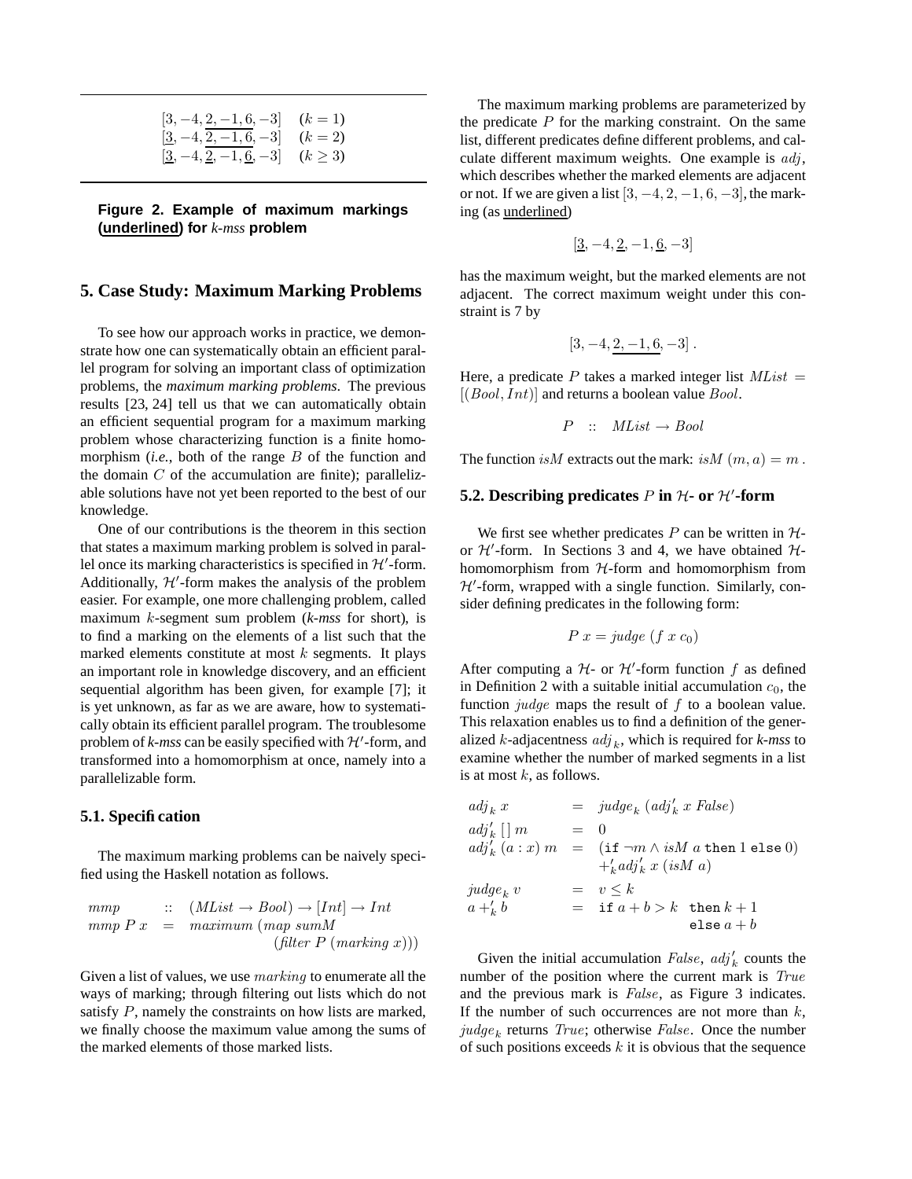$$[3, -4, \underline{2, -1, 6}, -3] \quad (k=1)$$
$$[\underline{3}, -4, \underline{2, -1, 6}, -3] \quad (k=2)$$
$$[\underline{3}, -4, \underline{2}, -1, \underline{6}, -3] \quad (k \geq 3)$$

**Figure 2. Example of maximum markings (underlined) for *k-mss* problem**

## 5. Case Study: Maximum Marking Problems

To see how our approach works in practice, we demonstrate how one can systematically obtain an efficient parallel program for solving an important class of optimization problems, the *maximum marking problems*. The previous results [23, 24] tell us that we can automatically obtain an efficient sequential program for a maximum marking problem whose characterizing function is a finite homomorphism (*i.e.*, both of the range $B$ of the function and the domain $C$ of the accumulation are finite); parallelizable solutions have not yet been reported to the best of our knowledge.

One of our contributions is the theorem in this section that states a maximum marking problem is solved in parallel once its marking characteristics is specified in $\mathcal{H}'$-form. Additionally, $\mathcal{H}'$-form makes the analysis of the problem easier. For example, one more challenging problem, called maximum $k$-segment sum problem (*k-mss* for short), is to find a marking on the elements of a list such that the marked elements constitute at most $k$ segments. It plays an important role in knowledge discovery, and an efficient sequential algorithm has been given, for example [7]; it is yet unknown, as far as we are aware, how to systematically obtain its efficient parallel program. The troublesome problem of *k-mss* can be easily specified with $\mathcal{H}'$-form, and transformed into a homomorphism at once, namely into a parallelizable form.

### 5.1. Specification

The maximum marking problems can be naively specified using the Haskell notation as follows.

$$\begin{array}{lcl} mmp & :: & (MList \to Bool) \to [Int] \to Int \\ mmp\ P\ x & = & maximum\ (map\ sumM \\ & & \quad (filter\ P\ (marking\ x))) \end{array}$$

Given a list of values, we use $marking$ to enumerate all the ways of marking; through filtering out lists which do not satisfy $P$, namely the constraints on how lists are marked, we finally choose the maximum value among the sums of the marked elements of those marked lists.

The maximum marking problems are parameterized by the predicate $P$ for the marking constraint. On the same list, different predicates define different problems, and calculate different maximum weights. One example is $adj$, which describes whether the marked elements are adjacent or not. If we are given a list $[3, -4, 2, -1, 6, -3]$, the marking (as underlined)

$$[\underline{3}, -4, \underline{2}, -1, \underline{6}, -3]$$

has the maximum weight, but the marked elements are not adjacent. The correct maximum weight under this constraint is 7 by

$$[3, -4, \underline{2, -1, 6}, -3]\,.$$

Here, a predicate $P$ takes a marked integer list $MList = [(Bool, Int)]$ and returns a boolean value $Bool$.

$$P \quad :: \quad MList \to Bool$$

The function $isM$ extracts out the mark: $isM\ (m, a) = m$.

### 5.2. Describing predicates $P$ in $\mathcal{H}$- or $\mathcal{H}'$-form

We first see whether predicates $P$ can be written in $\mathcal{H}$- or $\mathcal{H}'$-form. In Sections 3 and 4, we have obtained $\mathcal{H}$-homomorphism from $\mathcal{H}$-form and homomorphism from $\mathcal{H}'$-form, wrapped with a single function. Similarly, consider defining predicates in the following form:

$$P\ x = judge\ (f\ x\ c_0)$$

After computing a $\mathcal{H}$- or $\mathcal{H}'$-form function $f$ as defined in Definition 2 with a suitable initial accumulation $c_0$, the function $judge$ maps the result of $f$ to a boolean value. This relaxation enables us to find a definition of the generalized $k$-adjacentness $adj_k$, which is required for *k-mss* to examine whether the number of marked segments in a list is at most $k$, as follows.

$$\begin{array}{lcl} adj_k\ x & = & judge_k\ (adj'_k\ x\ False) \\ adj'_k\ [\,]\ m & = & 0 \\ adj'_k\ (a:x)\ m & = & (\texttt{if}\ \neg m \wedge isM\ a\ \texttt{then}\ 1\ \texttt{else}\ 0) \\ & & +'_k adj'_k\ x\ (isM\ a) \\ & & \\ judge_k\ v & = & v \leq k \\ a +'_k b & = & \texttt{if}\ a + b > k\ \ \texttt{then}\ k+1 \\ & & \qquad\qquad\quad\ \texttt{else}\ a+b \end{array}$$

Given the initial accumulation $False$, $adj'_k$ counts the number of the position where the current mark is $True$ and the previous mark is $False$, as Figure 3 indicates. If the number of such occurrences are not more than $k$, $judge_k$ returns $True$; otherwise $False$. Once the number of such positions exceeds $k$ it is obvious that the sequence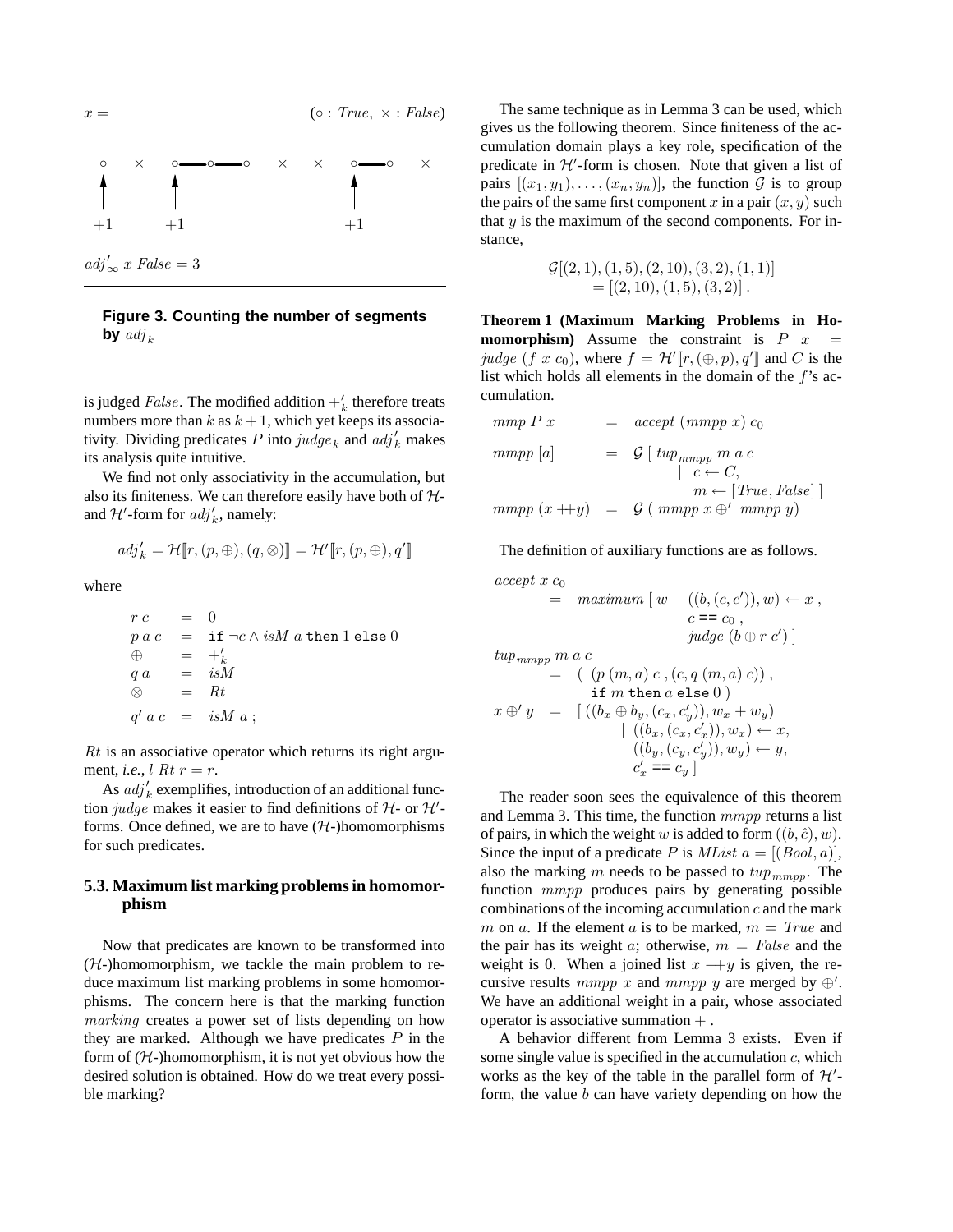$x =$ $(\circ : \mathit{True},\ \times : \mathit{False})$

$\circ \quad \times \quad \circ\!\!-\!\!\circ\!\!-\!\!\circ \quad \times \quad \times \quad \circ\!\!-\!\!\circ \quad \times$

$+1 \qquad +1 \qquad\qquad +1$

$adj'_\infty\ x\ \mathit{False} = 3$

**Figure 3. Counting the number of segments by $adj_k$**

is judged $\mathit{False}$. The modified addition $+'_k$ therefore treats numbers more than $k$ as $k+1$, which yet keeps its associativity. Dividing predicates $P$ into $\mathit{judge}_k$ and $adj'_k$ makes its analysis quite intuitive.

We find not only associativity in the accumulation, but also its finiteness. We can therefore easily have both of $\mathcal{H}$- and $\mathcal{H}'$-form for $adj'_k$, namely:

$$adj'_k = \mathcal{H}[\![r, (p, \oplus), (q, \otimes)]\!] = \mathcal{H}'[\![r, (p, \oplus), q']\!]$$

where

$$
\begin{array}{lcl}
r\ c & = & 0 \\
p\ a\ c & = & \texttt{if}\ \neg c \wedge \mathit{isM}\ a\ \texttt{then}\ 1\ \texttt{else}\ 0 \\
\oplus & = & +'_k \\
q\ a & = & \mathit{isM} \\
\otimes & = & \mathit{Rt} \\
q'\ a\ c & = & \mathit{isM}\ a\ ;
\end{array}
$$

$\mathit{Rt}$ is an associative operator which returns its right argument, *i.e.*, $l\ \mathit{Rt}\ r = r$.

As $adj'_k$ exemplifies, introduction of an additional function $\mathit{judge}$ makes it easier to find definitions of $\mathcal{H}$- or $\mathcal{H}'$-forms. Once defined, we are to have ($\mathcal{H}$-)homomorphisms for such predicates.

### 5.3. Maximum list marking problems in homomorphism

Now that predicates are known to be transformed into ($\mathcal{H}$-)homomorphism, we tackle the main problem to reduce maximum list marking problems in some homomorphisms. The concern here is that the marking function $\mathit{marking}$ creates a power set of lists depending on how they are marked. Although we have predicates $P$ in the form of ($\mathcal{H}$-)homomorphism, it is not yet obvious how the desired solution is obtained. How do we treat every possible marking?

The same technique as in Lemma 3 can be used, which gives us the following theorem. Since finiteness of the accumulation domain plays a key role, specification of the predicate in $\mathcal{H}'$-form is chosen. Note that given a list of pairs $[(x_1, y_1), \ldots, (x_n, y_n)]$, the function $\mathcal{G}$ is to group the pairs of the same first component $x$ in a pair $(x, y)$ such that $y$ is the maximum of the second components. For instance,

$$
\begin{array}{l}
\mathcal{G}[(2,1),(1,5),(2,10),(3,2),(1,1)] \\
\quad = [(2,10),(1,5),(3,2)]\,.
\end{array}
$$

**Theorem 1 (Maximum Marking Problems in Homomorphism)** Assume the constraint is $P\ x\ = \mathit{judge}\ (f\ x\ c_0)$, where $f = \mathcal{H}'[\![r, (\oplus, p), q']\!]$ and $C$ is the list which holds all elements in the domain of the $f$'s accumulation.

$$
\begin{array}{lcl}
\mathit{mmp}\ P\ x & = & \mathit{accept}\ (\mathit{mmpp}\ x)\ c_0 \\
\mathit{mmpp}\ [a] & = & \mathcal{G}\ [\ \mathit{tup}_{\mathit{mmpp}}\ m\ a\ c \\
 & & \qquad \mid\ c \leftarrow C, \\
 & & \qquad\quad m \leftarrow [\mathit{True}, \mathit{False}]\ ] \\
\mathit{mmpp}\ (x +\!\!+ y) & = & \mathcal{G}\ (\ \mathit{mmpp}\ x \oplus'\ \mathit{mmpp}\ y)
\end{array}
$$

The definition of auxiliary functions are as follows.

$$
\begin{array}{l}
\mathit{accept}\ x\ c_0 \\
\qquad = \ \ \mathit{maximum}\ [\ w\ \mid\ ((b,(c,c')),w) \leftarrow x\ , \\
\qquad\qquad\qquad\qquad\qquad c == c_0\ , \\
\qquad\qquad\qquad\qquad\qquad \mathit{judge}\ (b \oplus r\ c')\ ] \\
\mathit{tup}_{\mathit{mmpp}}\ m\ a\ c \\
\qquad = \ \ (\ (p\ (m,a)\ c\ , (c, q\ (m,a)\ c))\ , \\
\qquad\qquad\ \ \texttt{if}\ m\ \texttt{then}\ a\ \texttt{else}\ 0\ ) \\
x \oplus' y \ \ = \ \ [\ ((b_x \oplus b_y, (c_x, c'_y)), w_x + w_y) \\
\qquad\qquad\qquad \mid\ ((b_x, (c_x, c'_x)), w_x) \leftarrow x, \\
\qquad\qquad\qquad\quad ((b_y, (c_y, c'_y)), w_y) \leftarrow y, \\
\qquad\qquad\qquad\quad c'_x == c_y\ ]
\end{array}
$$

The reader soon sees the equivalence of this theorem and Lemma 3. This time, the function $\mathit{mmpp}$ returns a list of pairs, in which the weight $w$ is added to form $((b, \hat{c}), w)$. Since the input of a predicate $P$ is $\mathit{MList}\ a = [(\mathit{Bool}, a)]$, also the marking $m$ needs to be passed to $\mathit{tup}_{\mathit{mmpp}}$. The function $\mathit{mmpp}$ produces pairs by generating possible combinations of the incoming accumulation $c$ and the mark $m$ on $a$. If the element $a$ is to be marked, $m = \mathit{True}$ and the pair has its weight $a$; otherwise, $m = \mathit{False}$ and the weight is 0. When a joined list $x +\!\!+ y$ is given, the recursive results $\mathit{mmpp}\ x$ and $\mathit{mmpp}\ y$ are merged by $\oplus'$. We have an additional weight in a pair, whose associated operator is associative summation $+$.

A behavior different from Lemma 3 exists. Even if some single value is specified in the accumulation $c$, which works as the key of the table in the parallel form of $\mathcal{H}'$-form, the value $b$ can have variety depending on how the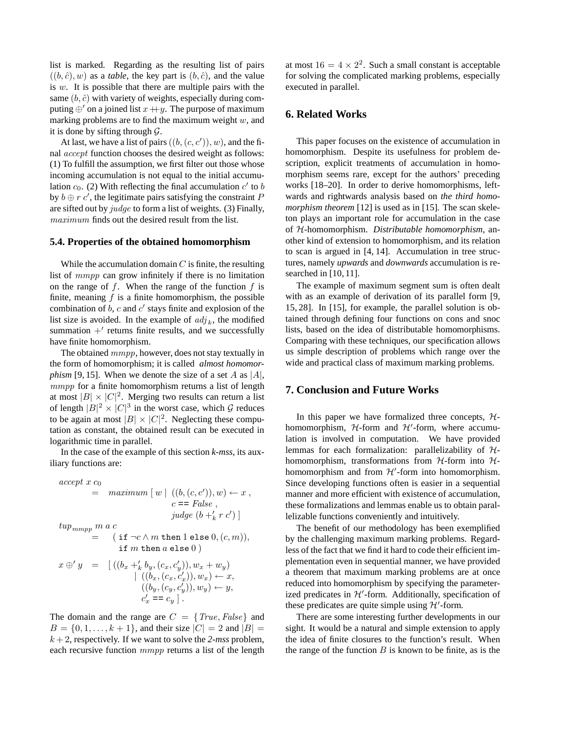list is marked. Regarding as the resulting list of pairs $((b, \hat{c}), w)$ as a *table*, the key part is $(b, \hat{c})$, and the value is $w$. It is possible that there are multiple pairs with the same $(b, \hat{c})$ with variety of weights, especially during computing $\oplus'$ on a joined list $x +\!\!+ y$. The purpose of maximum marking problems are to find the maximum weight $w$, and it is done by sifting through $\mathcal{G}$.

At last, we have a list of pairs $((b, (c, c')), w)$, and the final $accept$ function chooses the desired weight as follows: (1) To fulfill the assumption, we first filter out those whose incoming accumulation is not equal to the initial accumulation $c_0$. (2) With reflecting the final accumulation $c'$ to $b$ by $b \oplus r\ c'$, the legitimate pairs satisfying the constraint $P$ are sifted out by $judge$ to form a list of weights. (3) Finally, $maximum$ finds out the desired result from the list.

### 5.4. Properties of the obtained homomorphism

While the accumulation domain $C$ is finite, the resulting list of $mmpp$ can grow infinitely if there is no limitation on the range of $f$. When the range of the function $f$ is finite, meaning $f$ is a finite homomorphism, the possible combination of $b$, $c$ and $c'$ stays finite and explosion of the list size is avoided. In the example of $adj_k$, the modified summation $+'$ returns finite results, and we successfully have finite homomorphism.

The obtained $mmpp$, however, does not stay textually in the form of homomorphism; it is called *almost homomorphism* [9, 15]. When we denote the size of a set $A$ as $|A|$, $mmpp$ for a finite homomorphism returns a list of length at most $|B| \times |C|^2$. Merging two results can return a list of length $|B|^2 \times |C|^3$ in the worst case, which $\mathcal{G}$ reduces to be again at most $|B| \times |C|^2$. Neglecting these computation as constant, the obtained result can be executed in logarithmic time in parallel.

In the case of the example of this section ***k-mss***, its auxiliary functions are:

$$
\begin{aligned}
&accept\ x\ c_0 \\
&\qquad = \quad maximum\ [\ w \mid ((b, (c, c')), w) \leftarrow x\ , \\
&\qquad\qquad\qquad c == False\ , \\
&\qquad\qquad\qquad judge\ (b +'_k\ r\ c')\ ] \\
&tup_{mmpp}\ m\ a\ c \\
&\qquad = \quad (\ \texttt{if}\ \neg c \wedge m\ \texttt{then}\ 1\ \texttt{else}\ 0, (c, m)), \\
&\qquad\qquad\quad \texttt{if}\ m\ \texttt{then}\ a\ \texttt{else}\ 0\ ) \\
&x \oplus' y \quad = \quad [\ ((b_x +'_k b_y, (c_x, c'_y)), w_x + w_y) \\
&\qquad\qquad \mid\ ((b_x, (c_x, c'_x)), w_x) \leftarrow x, \\
&\qquad\qquad\quad ((b_y, (c_y, c'_y)), w_y) \leftarrow y, \\
&\qquad\qquad\quad c'_x == c_y\ ]\ .
\end{aligned}
$$

The domain and the range are $C = \{True, False\}$ and $B = \{0, 1, \ldots, k+1\}$, and their size $|C| = 2$ and $|B| = k+2$, respectively. If we want to solve the ***2-mss*** problem, each recursive function $mmpp$ returns a list of the length at most $16 = 4 \times 2^2$. Such a small constant is acceptable for solving the complicated marking problems, especially executed in parallel.

## 6. Related Works

This paper focuses on the existence of accumulation in homomorphism. Despite its usefulness for problem description, explicit treatments of accumulation in homomorphism seems rare, except for the authors' preceding works [18–20]. In order to derive homomorphisms, leftwards and rightwards analysis based on *the third homomorphism theorem* [12] is used as in [15]. The scan skeleton plays an important role for accumulation in the case of $\mathcal{H}$-homomorphism. *Distributable homomorphism*, another kind of extension to homomorphism, and its relation to scan is argued in [4, 14]. Accumulation in tree structures, namely *upwards* and *downwards* accumulation is researched in [10, 11].

The example of maximum segment sum is often dealt with as an example of derivation of its parallel form [9, 15, 28]. In [15], for example, the parallel solution is obtained through defining four functions on cons and snoc lists, based on the idea of distributable homomorphisms. Comparing with these techniques, our specification allows us simple description of problems which range over the wide and practical class of maximum marking problems.

## 7. Conclusion and Future Works

In this paper we have formalized three concepts, $\mathcal{H}$-homomorphism, $\mathcal{H}$-form and $\mathcal{H}'$-form, where accumulation is involved in computation. We have provided lemmas for each formalization: parallelizability of $\mathcal{H}$-homomorphism, transformations from $\mathcal{H}$-form into $\mathcal{H}$-homomorphism and from $\mathcal{H}'$-form into homomorphism. Since developing functions often is easier in a sequential manner and more efficient with existence of accumulation, these formalizations and lemmas enable us to obtain parallelizable functions conveniently and intuitively.

The benefit of our methodology has been exemplified by the challenging maximum marking problems. Regardless of the fact that we find it hard to code their efficient implementation even in sequential manner, we have provided a theorem that maximum marking problems are at once reduced into homomorphism by specifying the parameterized predicates in $\mathcal{H}'$-form. Additionally, specification of these predicates are quite simple using $\mathcal{H}'$-form.

There are some interesting further developments in our sight. It would be a natural and simple extension to apply the idea of finite closures to the function's result. When the range of the function $B$ is known to be finite, as is the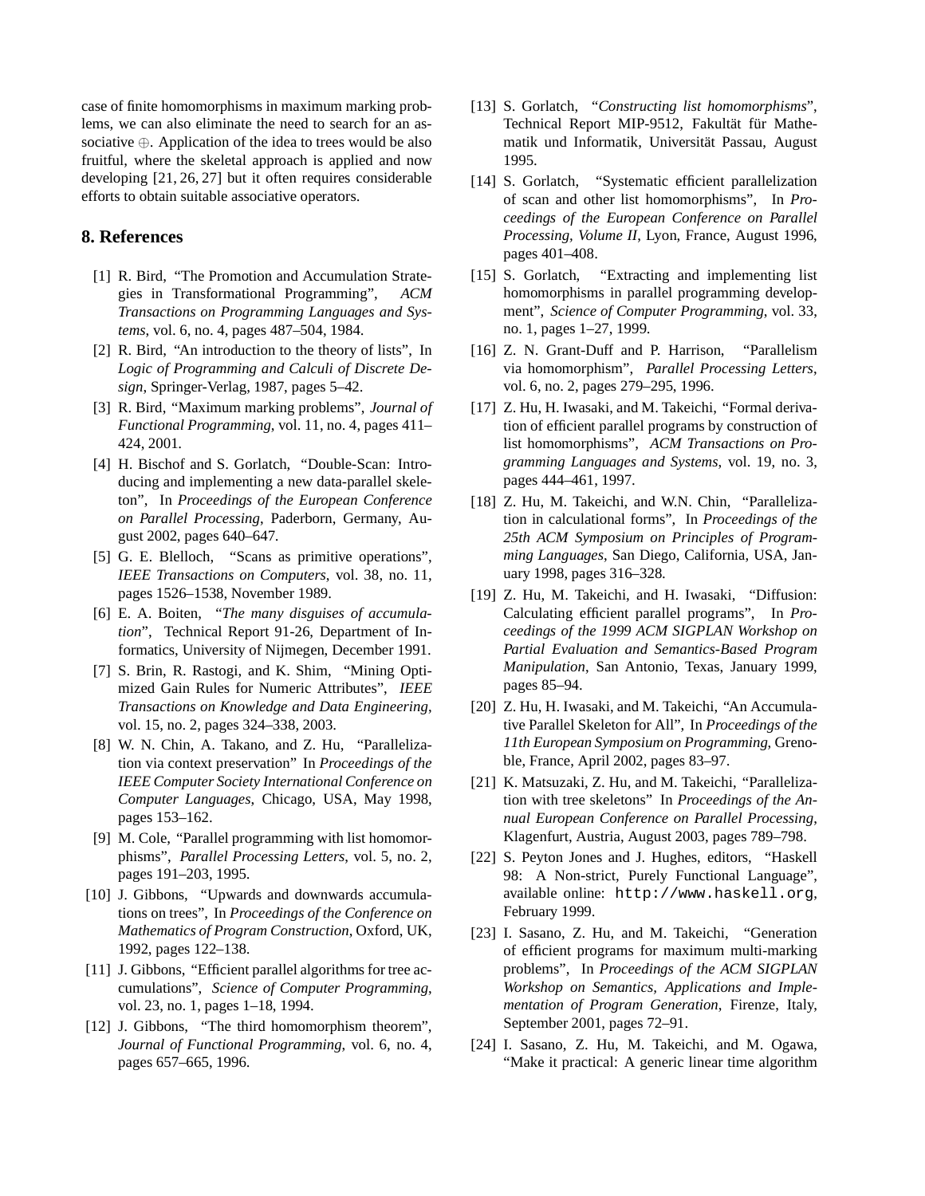case of finite homomorphisms in maximum marking problems, we can also eliminate the need to search for an associative $\oplus$. Application of the idea to trees would be also fruitful, where the skeletal approach is applied and now developing [21, 26, 27] but it often requires considerable efforts to obtain suitable associative operators.

## 8. References

[1] R. Bird, "The Promotion and Accumulation Strategies in Transformational Programming", *ACM Transactions on Programming Languages and Systems*, vol. 6, no. 4, pages 487–504, 1984.

[2] R. Bird, "An introduction to the theory of lists", In *Logic of Programming and Calculi of Discrete Design*, Springer-Verlag, 1987, pages 5–42.

[3] R. Bird, "Maximum marking problems", *Journal of Functional Programming*, vol. 11, no. 4, pages 411–424, 2001.

[4] H. Bischof and S. Gorlatch, "Double-Scan: Introducing and implementing a new data-parallel skeleton", In *Proceedings of the European Conference on Parallel Processing*, Paderborn, Germany, August 2002, pages 640–647.

[5] G. E. Blelloch, "Scans as primitive operations", *IEEE Transactions on Computers*, vol. 38, no. 11, pages 1526–1538, November 1989.

[6] E. A. Boiten, "*The many disguises of accumulation*", Technical Report 91-26, Department of Informatics, University of Nijmegen, December 1991.

[7] S. Brin, R. Rastogi, and K. Shim, "Mining Optimized Gain Rules for Numeric Attributes", *IEEE Transactions on Knowledge and Data Engineering*, vol. 15, no. 2, pages 324–338, 2003.

[8] W. N. Chin, A. Takano, and Z. Hu, "Parallelization via context preservation" In *Proceedings of the IEEE Computer Society International Conference on Computer Languages*, Chicago, USA, May 1998, pages 153–162.

[9] M. Cole, "Parallel programming with list homomorphisms", *Parallel Processing Letters*, vol. 5, no. 2, pages 191–203, 1995.

[10] J. Gibbons, "Upwards and downwards accumulations on trees", In *Proceedings of the Conference on Mathematics of Program Construction*, Oxford, UK, 1992, pages 122–138.

[11] J. Gibbons, "Efficient parallel algorithms for tree accumulations", *Science of Computer Programming*, vol. 23, no. 1, pages 1–18, 1994.

[12] J. Gibbons, "The third homomorphism theorem", *Journal of Functional Programming*, vol. 6, no. 4, pages 657–665, 1996.

[13] S. Gorlatch, "*Constructing list homomorphisms*", Technical Report MIP-9512, Fakultät für Mathematik und Informatik, Universität Passau, August 1995.

[14] S. Gorlatch, "Systematic efficient parallelization of scan and other list homomorphisms", In *Proceedings of the European Conference on Parallel Processing, Volume II*, Lyon, France, August 1996, pages 401–408.

[15] S. Gorlatch, "Extracting and implementing list homomorphisms in parallel programming development", *Science of Computer Programming*, vol. 33, no. 1, pages 1–27, 1999.

[16] Z. N. Grant-Duff and P. Harrison, "Parallelism via homomorphism", *Parallel Processing Letters*, vol. 6, no. 2, pages 279–295, 1996.

[17] Z. Hu, H. Iwasaki, and M. Takeichi, "Formal derivation of efficient parallel programs by construction of list homomorphisms", *ACM Transactions on Programming Languages and Systems*, vol. 19, no. 3, pages 444–461, 1997.

[18] Z. Hu, M. Takeichi, and W.N. Chin, "Parallelization in calculational forms", In *Proceedings of the 25th ACM Symposium on Principles of Programming Languages*, San Diego, California, USA, January 1998, pages 316–328.

[19] Z. Hu, M. Takeichi, and H. Iwasaki, "Diffusion: Calculating efficient parallel programs", In *Proceedings of the 1999 ACM SIGPLAN Workshop on Partial Evaluation and Semantics-Based Program Manipulation*, San Antonio, Texas, January 1999, pages 85–94.

[20] Z. Hu, H. Iwasaki, and M. Takeichi, "An Accumulative Parallel Skeleton for All", In *Proceedings of the 11th European Symposium on Programming*, Grenoble, France, April 2002, pages 83–97.

[21] K. Matsuzaki, Z. Hu, and M. Takeichi, "Parallelization with tree skeletons" In *Proceedings of the Annual European Conference on Parallel Processing*, Klagenfurt, Austria, August 2003, pages 789–798.

[22] S. Peyton Jones and J. Hughes, editors, "Haskell 98: A Non-strict, Purely Functional Language", available online: `http://www.haskell.org`, February 1999.

[23] I. Sasano, Z. Hu, and M. Takeichi, "Generation of efficient programs for maximum multi-marking problems", In *Proceedings of the ACM SIGPLAN Workshop on Semantics, Applications and Implementation of Program Generation*, Firenze, Italy, September 2001, pages 72–91.

[24] I. Sasano, Z. Hu, M. Takeichi, and M. Ogawa, "Make it practical: A generic linear time algorithm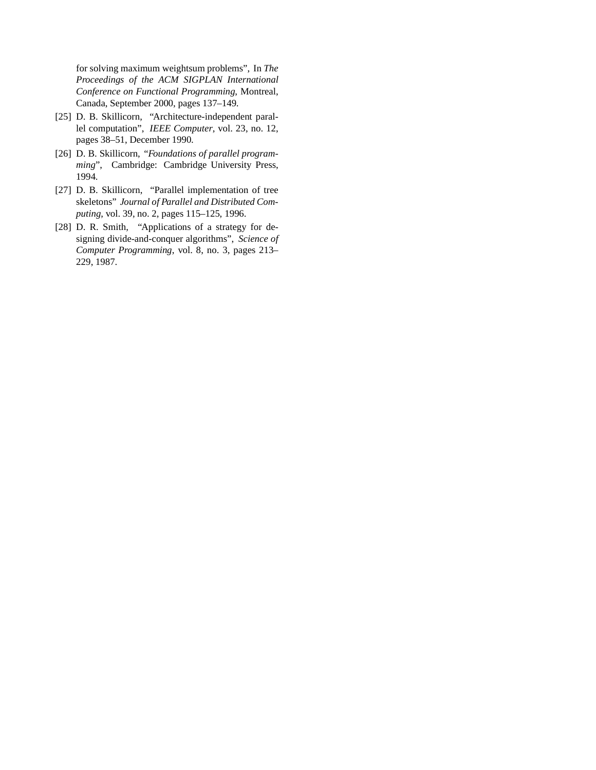for solving maximum weightsum problems", In *The Proceedings of the ACM SIGPLAN International Conference on Functional Programming*, Montreal, Canada, September 2000, pages 137–149.

[25] D. B. Skillicorn, "Architecture-independent parallel computation", *IEEE Computer*, vol. 23, no. 12, pages 38–51, December 1990.

[26] D. B. Skillicorn, "*Foundations of parallel programming*", Cambridge: Cambridge University Press, 1994.

[27] D. B. Skillicorn, "Parallel implementation of tree skeletons" *Journal of Parallel and Distributed Computing*, vol. 39, no. 2, pages 115–125, 1996.

[28] D. R. Smith, "Applications of a strategy for designing divide-and-conquer algorithms", *Science of Computer Programming*, vol. 8, no. 3, pages 213–229, 1987.